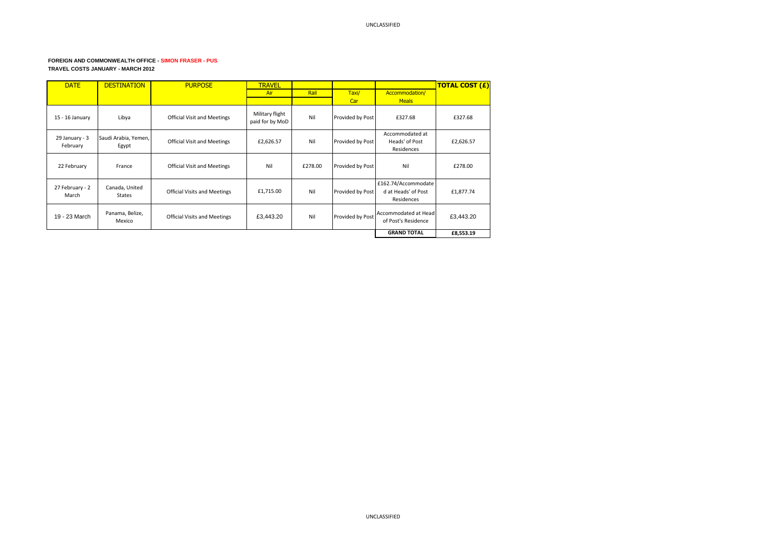**FOREIGN AND COMMONWEALTH OFFICE - SIMON FRASER - PUS**

**TRAVEL COSTS JANUARY - MARCH 2012**

| DATE | DESTINATION | PURPOSE | TRAVEL | | | | TOTAL COST (£) |
|---|---|---|---|---|---|---|---|
| | | | Air | Rail | Taxi/ Car | Accommodation/ Meals | |
| 15 - 16 January | Libya | Official Visit and Meetings | Military flight paid for by MoD | Nil | Provided by Post | £327.68 | £327.68 |
| 29 January - 3 February | Saudi Arabia, Yemen, Egypt | Official Visit and Meetings | £2,626.57 | Nil | Provided by Post | Accommodated at Heads' of Post Residences | £2,626.57 |
| 22 February | France | Official Visit and Meetings | Nil | £278.00 | Provided by Post | Nil | £278.00 |
| 27 February - 2 March | Canada, United States | Official Visits and Meetings | £1,715.00 | Nil | Provided by Post | £162.74/Accommodated at Heads' of Post Residences | £1,877.74 |
| 19 - 23 March | Panama, Belize, Mexico | Official Visits and Meetings | £3,443.20 | Nil | Provided by Post | Accommodated at Head of Post's Residence | £3,443.20 |
| | | | | | | **GRAND TOTAL** | **£8,553.19** |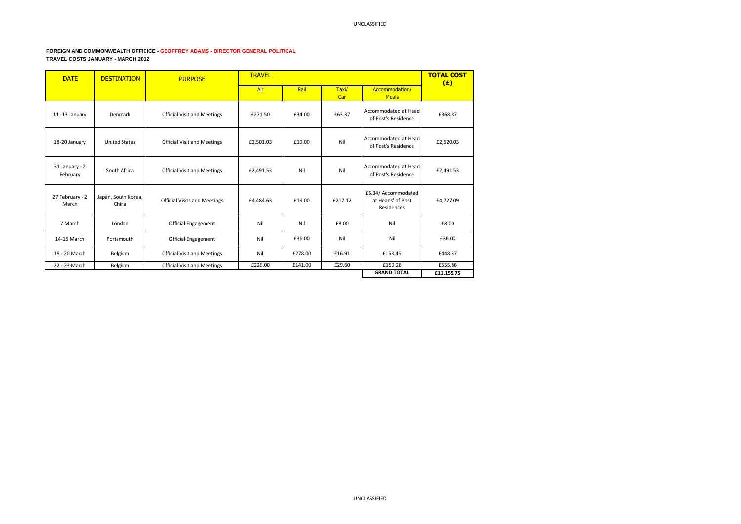**FOREIGN AND COMMONWEALTH OFFICICE - GEOFFREY ADAMS - DIRECTOR GENERAL POLITICAL**

**TRAVEL COSTS JANUARY - MARCH 2012**

| DATE | DESTINATION | PURPOSE | TRAVEL | | | | TOTAL COST (£) |
|---|---|---|---|---|---|---|---|
| | | | Air | Rail | Taxi/ Car | Accommodation/ Meals | |
| 11 -13 January | Denmark | Official Visit and Meetings | £271.50 | £34.00 | £63.37 | Accommodated at Head of Post's Residence | £368.87 |
| 18-20 January | United States | Official Visit and Meetings | £2,501.03 | £19.00 | Nil | Accommodated at Head of Post's Residence | £2,520.03 |
| 31 January - 2 February | South Africa | Official Visit and Meetings | £2,491.53 | Nil | Nil | Accommodated at Head of Post's Residence | £2,491.53 |
| 27 February - 2 March | Japan, South Korea, China | Official Visits and Meetings | £4,484.63 | £19.00 | £217.12 | £6.34/ Accommodated at Heads' of Post Residences | £4,727.09 |
| 7 March | London | Official Engagement | Nil | Nil | £8.00 | Nil | £8.00 |
| 14-15 March | Portsmouth | Official Engagement | Nil | £36.00 | Nil | Nil | £36.00 |
| 19 - 20 March | Belgium | Official Visit and Meetings | Nil | £278.00 | £16.91 | £153.46 | £448.37 |
| 22 - 23 March | Belgium | Official Visit and Meetings | £226.00 | £141.00 | £29.60 | £159.26 | £555.86 |
| | | | | | | **GRAND TOTAL** | **£11.155.75** |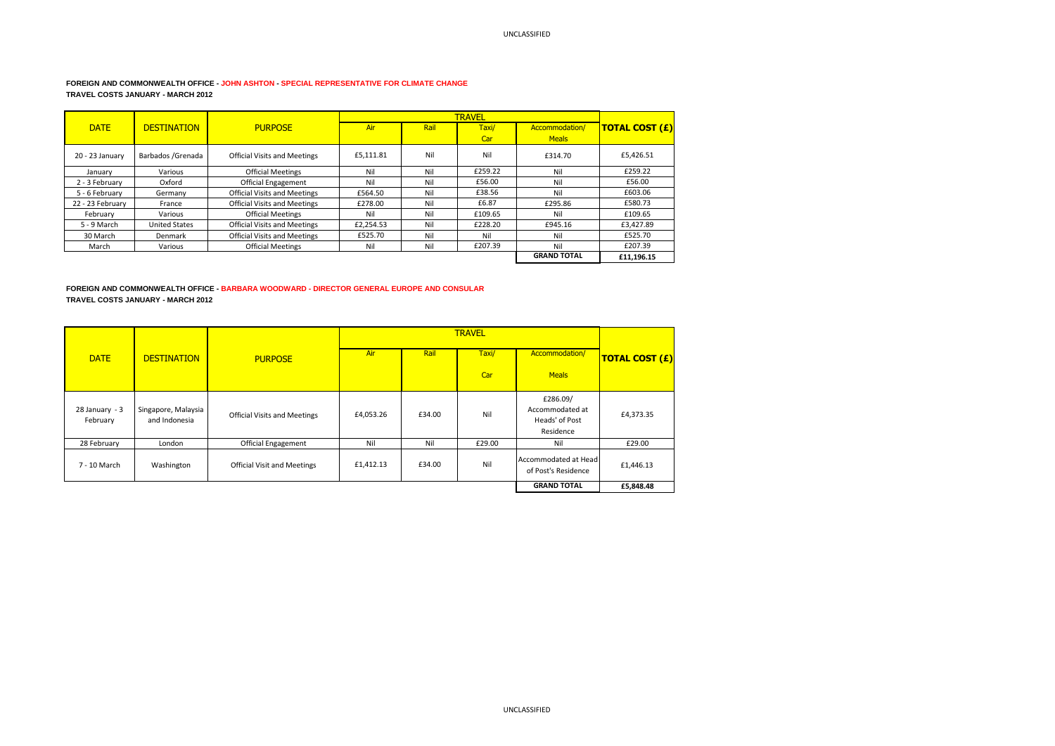**FOREIGN AND COMMONWEALTH OFFICE - JOHN ASHTON - SPECIAL REPRESENTATIVE FOR CLIMATE CHANGE**
**TRAVEL COSTS JANUARY - MARCH 2012**

| DATE | DESTINATION | PURPOSE | TRAVEL | | | | TOTAL COST (£) |
|---|---|---|---|---|---|---|---|
| | | | Air | Rail | Taxi/ Car | Accommodation/ Meals | |
| 20 - 23 January | Barbados /Grenada | Official Visits and Meetings | £5,111.81 | Nil | Nil | £314.70 | £5,426.51 |
| January | Various | Official Meetings | Nil | Nil | £259.22 | Nil | £259.22 |
| 2 - 3 February | Oxford | Official Engagement | Nil | Nil | £56.00 | Nil | £56.00 |
| 5 - 6 February | Germany | Official Visits and Meetings | £564.50 | Nil | £38.56 | Nil | £603.06 |
| 22 - 23 February | France | Official Visits and Meetings | £278.00 | Nil | £6.87 | £295.86 | £580.73 |
| February | Various | Official Meetings | Nil | Nil | £109.65 | Nil | £109.65 |
| 5 - 9 March | United States | Official Visits and Meetings | £2,254.53 | Nil | £228.20 | £945.16 | £3,427.89 |
| 30 March | Denmark | Official Visits and Meetings | £525.70 | Nil | Nil | Nil | £525.70 |
| March | Various | Official Meetings | Nil | Nil | £207.39 | Nil | £207.39 |
| | | | | | | **GRAND TOTAL** | **£11,196.15** |

**FOREIGN AND COMMONWEALTH OFFICE - BARBARA WOODWARD - DIRECTOR GENERAL EUROPE AND CONSULAR**
**TRAVEL COSTS JANUARY - MARCH 2012**

| DATE | DESTINATION | PURPOSE | TRAVEL | | | | TOTAL COST (£) |
|---|---|---|---|---|---|---|---|
| | | | Air | Rail | Taxi/ Car | Accommodation/ Meals | |
| 28 January - 3 February | Singapore, Malaysia and Indonesia | Official Visits and Meetings | £4,053.26 | £34.00 | Nil | £286.09/ Accommodated at Heads' of Post Residence | £4,373.35 |
| 28 February | London | Official Engagement | Nil | Nil | £29.00 | Nil | £29.00 |
| 7 - 10 March | Washington | Official Visit and Meetings | £1,412.13 | £34.00 | Nil | Accommodated at Head of Post's Residence | £1,446.13 |
| | | | | | | **GRAND TOTAL** | **£5,848.48** |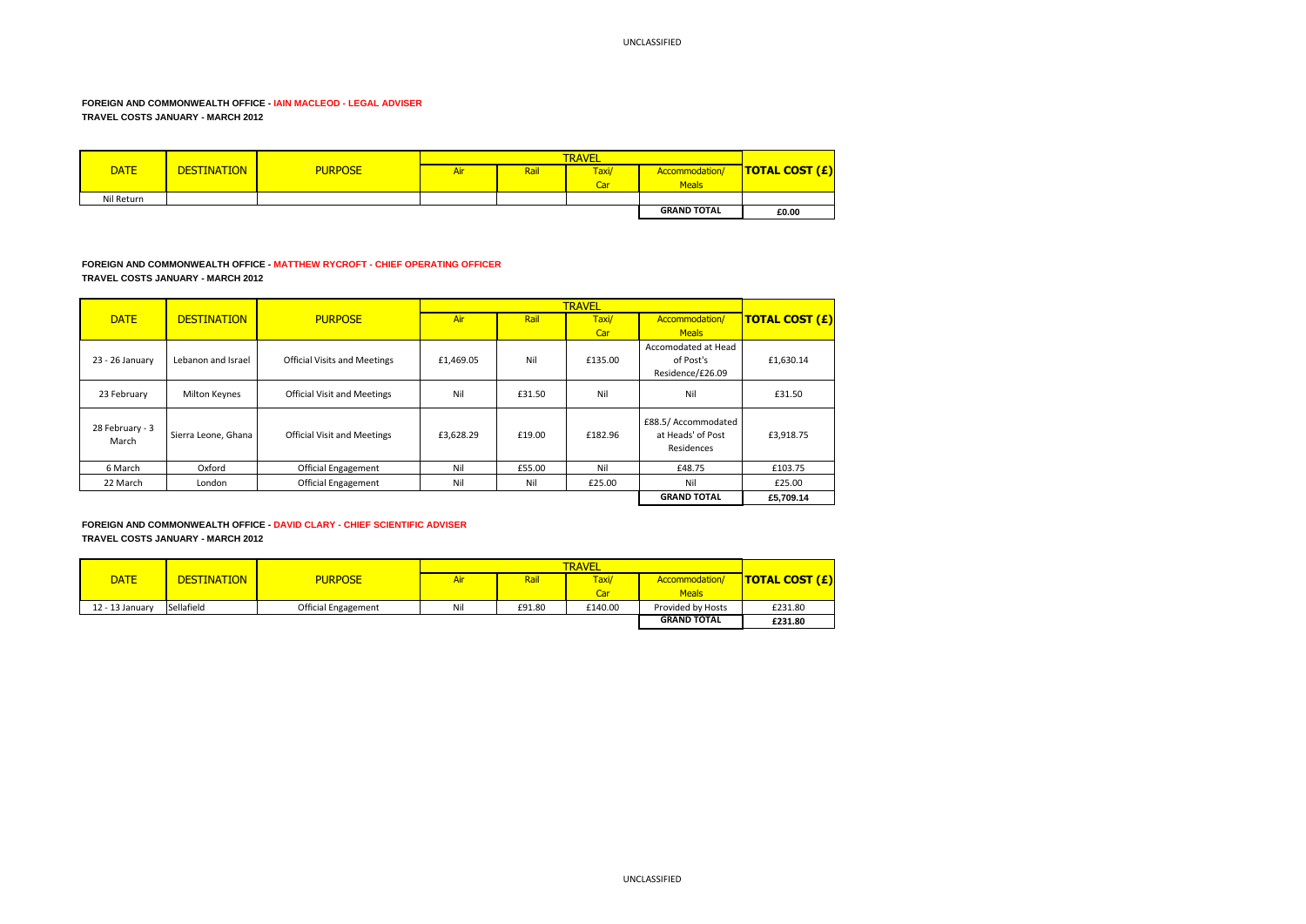**FOREIGN AND COMMONWEALTH OFFICE - IAIN MACLEOD - LEGAL ADVISER**
**TRAVEL COSTS JANUARY - MARCH 2012**

| DATE | DESTINATION | PURPOSE | TRAVEL | | | | TOTAL COST (£) |
|---|---|---|---|---|---|---|---|
| | | | Air | Rail | Taxi/ Car | Accommodation/ Meals | |
| Nil Return | | | | | | | |
| | | | | | | **GRAND TOTAL** | **£0.00** |

**FOREIGN AND COMMONWEALTH OFFICE - MATTHEW RYCROFT - CHIEF OPERATING OFFICER**
**TRAVEL COSTS JANUARY - MARCH 2012**

| DATE | DESTINATION | PURPOSE | TRAVEL | | | | TOTAL COST (£) |
|---|---|---|---|---|---|---|---|
| | | | Air | Rail | Taxi/ Car | Accommodation/ Meals | |
| 23 - 26 January | Lebanon and Israel | Official Visits and Meetings | £1,469.05 | Nil | £135.00 | Accomodated at Head of Post's Residence/£26.09 | £1,630.14 |
| 23 February | Milton Keynes | Official Visit and Meetings | Nil | £31.50 | Nil | Nil | £31.50 |
| 28 February - 3 March | Sierra Leone, Ghana | Official Visit and Meetings | £3,628.29 | £19.00 | £182.96 | £88.5/ Accommodated at Heads' of Post Residences | £3,918.75 |
| 6 March | Oxford | Official Engagement | Nil | £55.00 | Nil | £48.75 | £103.75 |
| 22 March | London | Official Engagement | Nil | Nil | £25.00 | Nil | £25.00 |
| | | | | | | **GRAND TOTAL** | **£5,709.14** |

**FOREIGN AND COMMONWEALTH OFFICE - DAVID CLARY - CHIEF SCIENTIFIC ADVISER**
**TRAVEL COSTS JANUARY - MARCH 2012**

| DATE | DESTINATION | PURPOSE | TRAVEL | | | | TOTAL COST (£) |
|---|---|---|---|---|---|---|---|
| | | | Air | Rail | Taxi/ Car | Accommodation/ Meals | |
| 12 - 13 January | Sellafield | Official Engagement | Nil | £91.80 | £140.00 | Provided by Hosts | £231.80 |
| | | | | | | **GRAND TOTAL** | **£231.80** |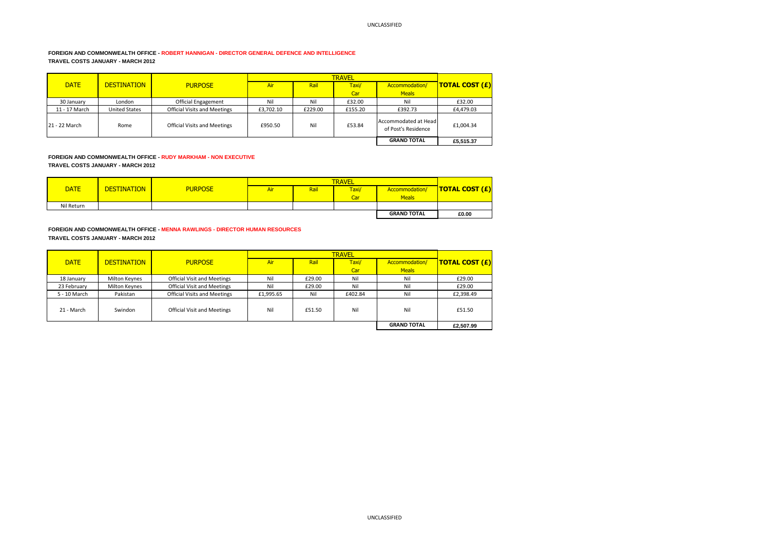**FOREIGN AND COMMONWEALTH OFFICE - ROBERT HANNIGAN - DIRECTOR GENERAL DEFENCE AND INTELLIGENCE**
**TRAVEL COSTS JANUARY - MARCH 2012**

| DATE | DESTINATION | PURPOSE | TRAVEL | | | | TOTAL COST (£) |
|---|---|---|---|---|---|---|---|
| | | | Air | Rail | Taxi/ Car | Accommodation/ Meals | |
| 30 January | London | Official Engagement | Nil | Nil | £32.00 | Nil | £32.00 |
| 11 - 17 March | United States | Official Visits and Meetings | £3,702.10 | £229.00 | £155.20 | £392.73 | £4,479.03 |
| 21 - 22 March | Rome | Official Visits and Meetings | £950.50 | Nil | £53.84 | Accommodated at Head of Post's Residence | £1,004.34 |
| | | | | | | **GRAND TOTAL** | **£5,515.37** |

**FOREIGN AND COMMONWEALTH OFFICE - RUDY MARKHAM - NON EXECUTIVE**
**TRAVEL COSTS JANUARY - MARCH 2012**

| DATE | DESTINATION | PURPOSE | TRAVEL | | | | TOTAL COST (£) |
|---|---|---|---|---|---|---|---|
| | | | Air | Rail | Taxi/ Car | Accommodation/ Meals | |
| Nil Return | | | | | | | |
| | | | | | | **GRAND TOTAL** | **£0.00** |

**FOREIGN AND COMMONWEALTH OFFICE - MENNA RAWLINGS - DIRECTOR HUMAN RESOURCES**
**TRAVEL COSTS JANUARY - MARCH 2012**

| DATE | DESTINATION | PURPOSE | TRAVEL | | | | TOTAL COST (£) |
|---|---|---|---|---|---|---|---|
| | | | Air | Rail | Taxi/ Car | Accommodation/ Meals | |
| 18 January | Milton Keynes | Official Visit and Meetings | Nil | £29.00 | Nil | Nil | £29.00 |
| 23 February | Milton Keynes | Official Visit and Meetings | Nil | £29.00 | Nil | Nil | £29.00 |
| 5 - 10 March | Pakistan | Official Visits and Meetings | £1,995.65 | Nil | £402.84 | Nil | £2,398.49 |
| 21 - March | Swindon | Official Visit and Meetings | Nil | £51.50 | Nil | Nil | £51.50 |
| | | | | | | **GRAND TOTAL** | **£2,507.99** |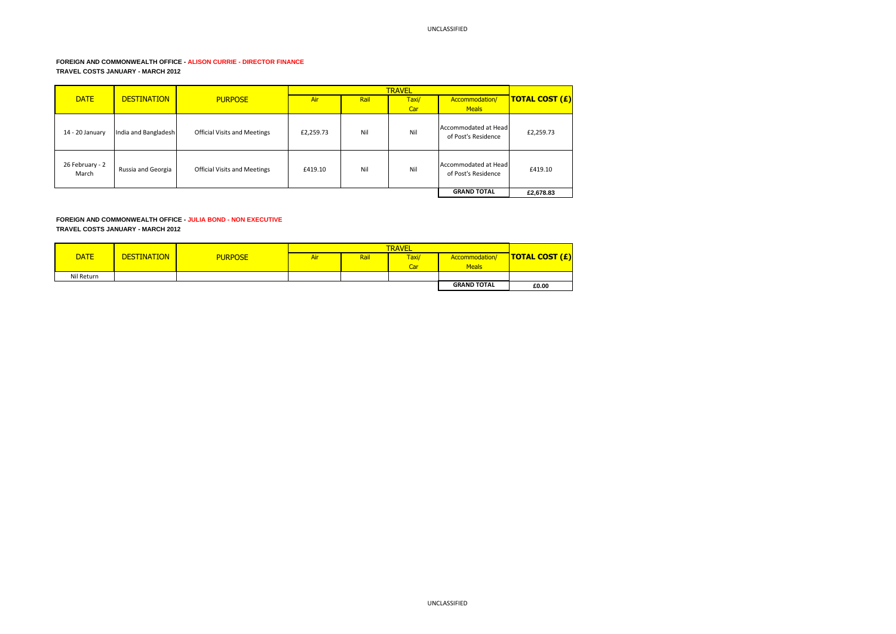**FOREIGN AND COMMONWEALTH OFFICE - ALISON CURRIE - DIRECTOR FINANCE**
**TRAVEL COSTS JANUARY - MARCH 2012**

| DATE | DESTINATION | PURPOSE | TRAVEL | | | | TOTAL COST (£) |
|---|---|---|---|---|---|---|---|
| | | | Air | Rail | Taxi/ Car | Accommodation/ Meals | |
| 14 - 20 January | India and Bangladesh | Official Visits and Meetings | £2,259.73 | Nil | Nil | Accommodated at Head of Post's Residence | £2,259.73 |
| 26 February - 2 March | Russia and Georgia | Official Visits and Meetings | £419.10 | Nil | Nil | Accommodated at Head of Post's Residence | £419.10 |
| | | | | | | **GRAND TOTAL** | **£2,678.83** |

**FOREIGN AND COMMONWEALTH OFFICE - JULIA BOND - NON EXECUTIVE**
**TRAVEL COSTS JANUARY - MARCH 2012**

| DATE | DESTINATION | PURPOSE | TRAVEL | | | | TOTAL COST (£) |
|---|---|---|---|---|---|---|---|
| | | | Air | Rail | Taxi/ Car | Accommodation/ Meals | |
| Nil Return | | | | | | | |
| | | | | | | **GRAND TOTAL** | **£0.00** |